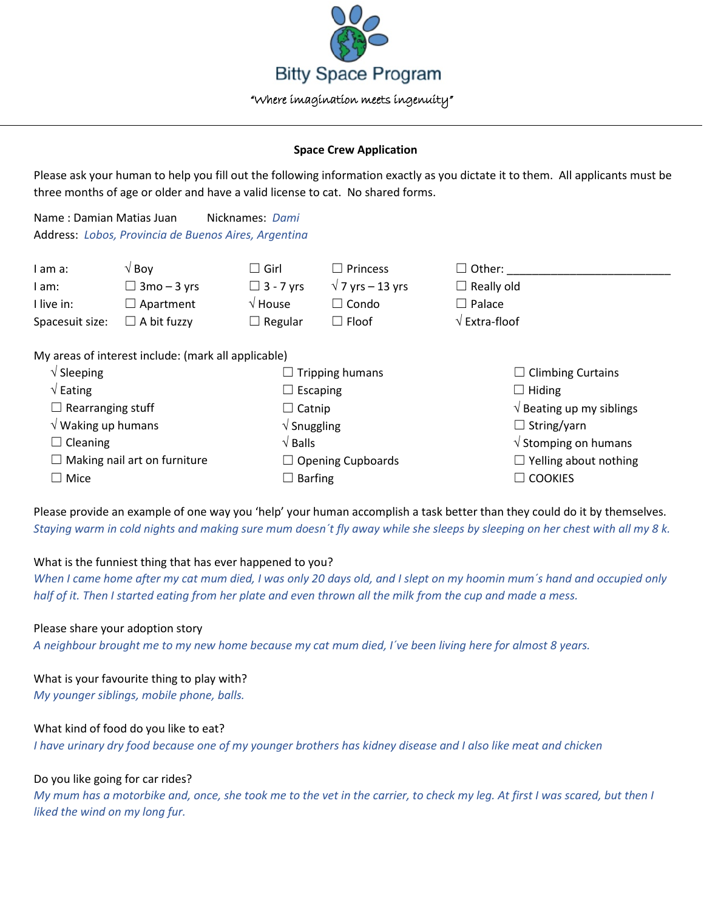# Bitty Space Program

*"Where imagination meets ingenuity"*

---

**Space Crew Application**

Please ask your human to help you fill out the following information exactly as you dictate it to them. All applicants must be three months of age or older and have a valid license to cat. No shared forms.

Name : Damian Matias Juan Nicknames: *Dami*
Address: *Lobos, Provincia de Buenos Aires, Argentina*

| | | | | |
|---|---|---|---|---|
| I am a: | √ Boy | ☐ Girl | ☐ Princess | ☐ Other: ___________________________ |
| I am: | ☐ 3mo – 3 yrs | ☐ 3 - 7 yrs | √ 7 yrs – 13 yrs | ☐ Really old |
| I live in: | ☐ Apartment | √ House | ☐ Condo | ☐ Palace |
| Spacesuit size: | ☐ A bit fuzzy | ☐ Regular | ☐ Floof | √ Extra-floof |

My areas of interest include: (mark all applicable)

| | | |
|---|---|---|
| √ Sleeping | ☐ Tripping humans | ☐ Climbing Curtains |
| √ Eating | ☐ Escaping | ☐ Hiding |
| ☐ Rearranging stuff | ☐ Catnip | √ Beating up my siblings |
| √ Waking up humans | √ Snuggling | ☐ String/yarn |
| ☐ Cleaning | √ Balls | √ Stomping on humans |
| ☐ Making nail art on furniture | ☐ Opening Cupboards | ☐ Yelling about nothing |
| ☐ Mice | ☐ Barfing | ☐ COOKIES |

Please provide an example of one way you 'help' your human accomplish a task better than they could do it by themselves.
*Staying warm in cold nights and making sure mum doesn´t fly away while she sleeps by sleeping on her chest with all my 8 k.*

What is the funniest thing that has ever happened to you?
*When I came home after my cat mum died, I was only 20 days old, and I slept on my hoomin mum´s hand and occupied only half of it. Then I started eating from her plate and even thrown all the milk from the cup and made a mess.*

Please share your adoption story
*A neighbour brought me to my new home because my cat mum died, I´ve been living here for almost 8 years.*

What is your favourite thing to play with?
*My younger siblings, mobile phone, balls.*

What kind of food do you like to eat?
*I have urinary dry food because one of my younger brothers has kidney disease and I also like meat and chicken*

Do you like going for car rides?
*My mum has a motorbike and, once, she took me to the vet in the carrier, to check my leg. At first I was scared, but then I liked the wind on my long fur.*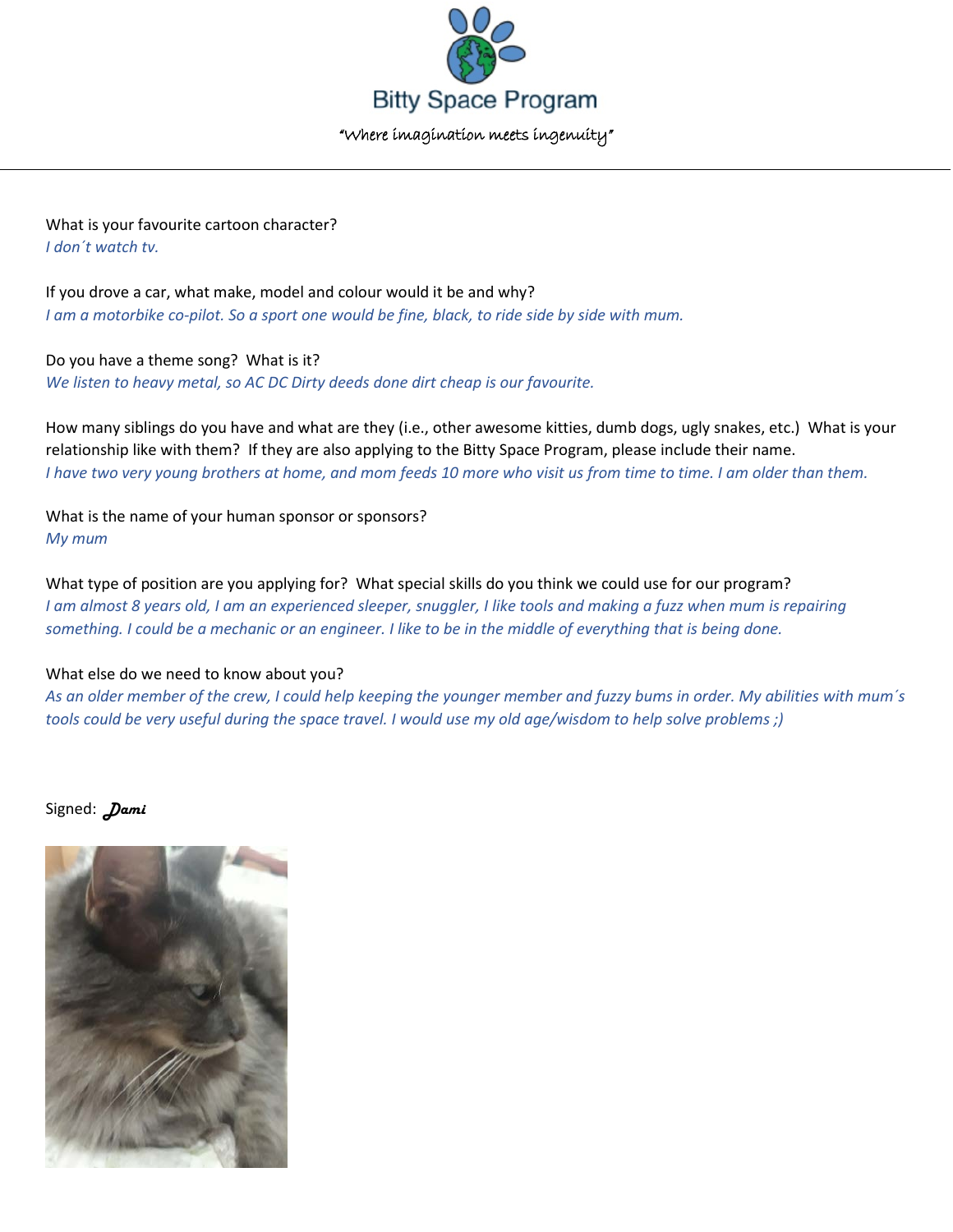Bitty Space Program

"Where imagination meets ingenuity"

---

What is your favourite cartoon character?

*I don´t watch tv.*

If you drove a car, what make, model and colour would it be and why?

*I am a motorbike co-pilot. So a sport one would be fine, black, to ride side by side with mum.*

Do you have a theme song? What is it?

*We listen to heavy metal, so AC DC Dirty deeds done dirt cheap is our favourite.*

How many siblings do you have and what are they (i.e., other awesome kitties, dumb dogs, ugly snakes, etc.) What is your relationship like with them? If they are also applying to the Bitty Space Program, please include their name.

*I have two very young brothers at home, and mom feeds 10 more who visit us from time to time. I am older than them.*

What is the name of your human sponsor or sponsors?

*My mum*

What type of position are you applying for? What special skills do you think we could use for our program?

*I am almost 8 years old, I am an experienced sleeper, snuggler, I like tools and making a fuzz when mum is repairing something. I could be a mechanic or an engineer. I like to be in the middle of everything that is being done.*

What else do we need to know about you?

*As an older member of the crew, I could help keeping the younger member and fuzzy bums in order. My abilities with mum´s tools could be very useful during the space travel. I would use my old age/wisdom to help solve problems ;)*

Signed: ***Dami***